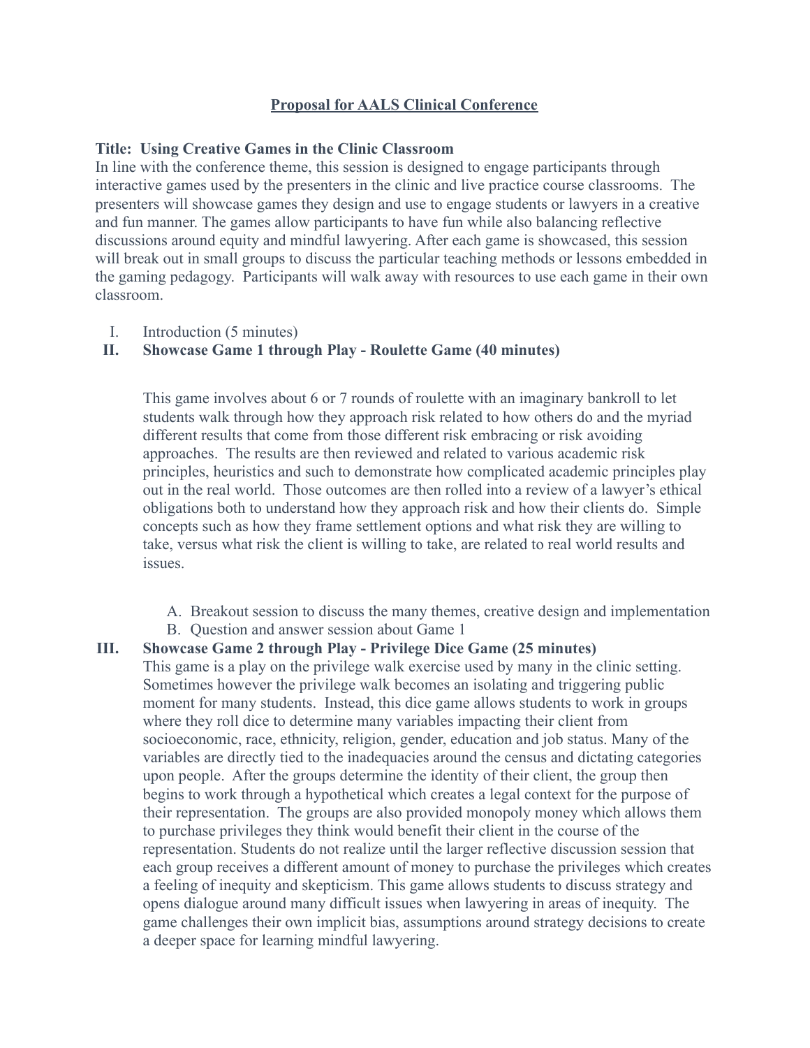**Proposal for AALS Clinical Conference**

**Title: Using Creative Games in the Clinic Classroom**

In line with the conference theme, this session is designed to engage participants through interactive games used by the presenters in the clinic and live practice course classrooms. The presenters will showcase games they design and use to engage students or lawyers in a creative and fun manner. The games allow participants to have fun while also balancing reflective discussions around equity and mindful lawyering. After each game is showcased, this session will break out in small groups to discuss the particular teaching methods or lessons embedded in the gaming pedagogy. Participants will walk away with resources to use each game in their own classroom.

I. Introduction (5 minutes)

**II. Showcase Game 1 through Play - Roulette Game (40 minutes)**

This game involves about 6 or 7 rounds of roulette with an imaginary bankroll to let students walk through how they approach risk related to how others do and the myriad different results that come from those different risk embracing or risk avoiding approaches. The results are then reviewed and related to various academic risk principles, heuristics and such to demonstrate how complicated academic principles play out in the real world. Those outcomes are then rolled into a review of a lawyer's ethical obligations both to understand how they approach risk and how their clients do. Simple concepts such as how they frame settlement options and what risk they are willing to take, versus what risk the client is willing to take, are related to real world results and issues.

A. Breakout session to discuss the many themes, creative design and implementation

B. Question and answer session about Game 1

**III. Showcase Game 2 through Play - Privilege Dice Game (25 minutes)**

This game is a play on the privilege walk exercise used by many in the clinic setting. Sometimes however the privilege walk becomes an isolating and triggering public moment for many students. Instead, this dice game allows students to work in groups where they roll dice to determine many variables impacting their client from socioeconomic, race, ethnicity, religion, gender, education and job status. Many of the variables are directly tied to the inadequacies around the census and dictating categories upon people. After the groups determine the identity of their client, the group then begins to work through a hypothetical which creates a legal context for the purpose of their representation. The groups are also provided monopoly money which allows them to purchase privileges they think would benefit their client in the course of the representation. Students do not realize until the larger reflective discussion session that each group receives a different amount of money to purchase the privileges which creates a feeling of inequity and skepticism. This game allows students to discuss strategy and opens dialogue around many difficult issues when lawyering in areas of inequity. The game challenges their own implicit bias, assumptions around strategy decisions to create a deeper space for learning mindful lawyering.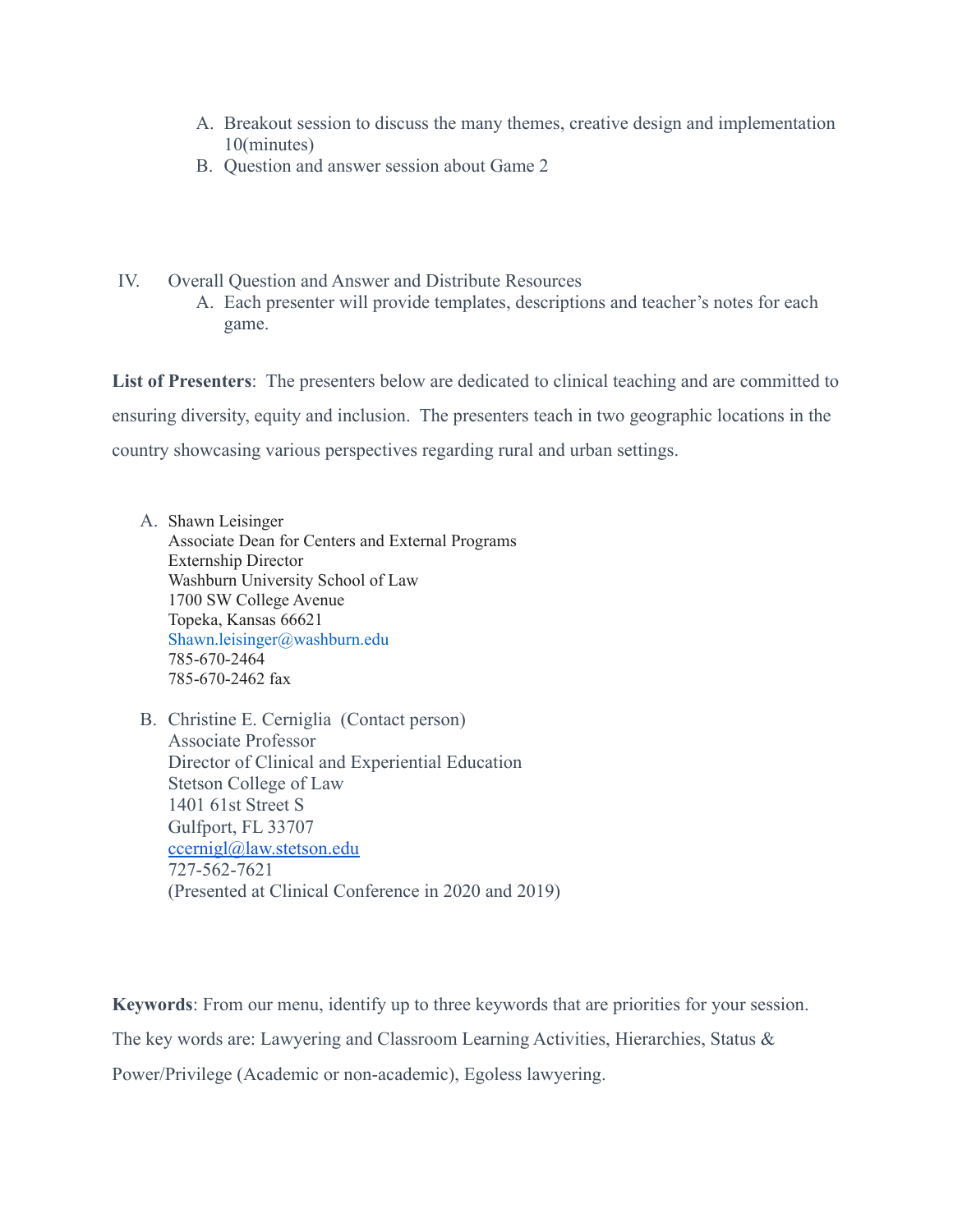A. Breakout session to discuss the many themes, creative design and implementation 10(minutes)
B. Question and answer session about Game 2

IV. Overall Question and Answer and Distribute Resources
   A. Each presenter will provide templates, descriptions and teacher's notes for each game.

**List of Presenters**: The presenters below are dedicated to clinical teaching and are committed to ensuring diversity, equity and inclusion. The presenters teach in two geographic locations in the country showcasing various perspectives regarding rural and urban settings.

A. Shawn Leisinger
   Associate Dean for Centers and External Programs
   Externship Director
   Washburn University School of Law
   1700 SW College Avenue
   Topeka, Kansas 66621
   Shawn.leisinger@washburn.edu
   785-670-2464
   785-670-2462 fax

B. Christine E. Cerniglia (Contact person)
   Associate Professor
   Director of Clinical and Experiential Education
   Stetson College of Law
   1401 61st Street S
   Gulfport, FL 33707
   ccernigl@law.stetson.edu
   727-562-7621
   (Presented at Clinical Conference in 2020 and 2019)

**Keywords**: From our menu, identify up to three keywords that are priorities for your session. The key words are: Lawyering and Classroom Learning Activities, Hierarchies, Status & Power/Privilege (Academic or non-academic), Egoless lawyering.